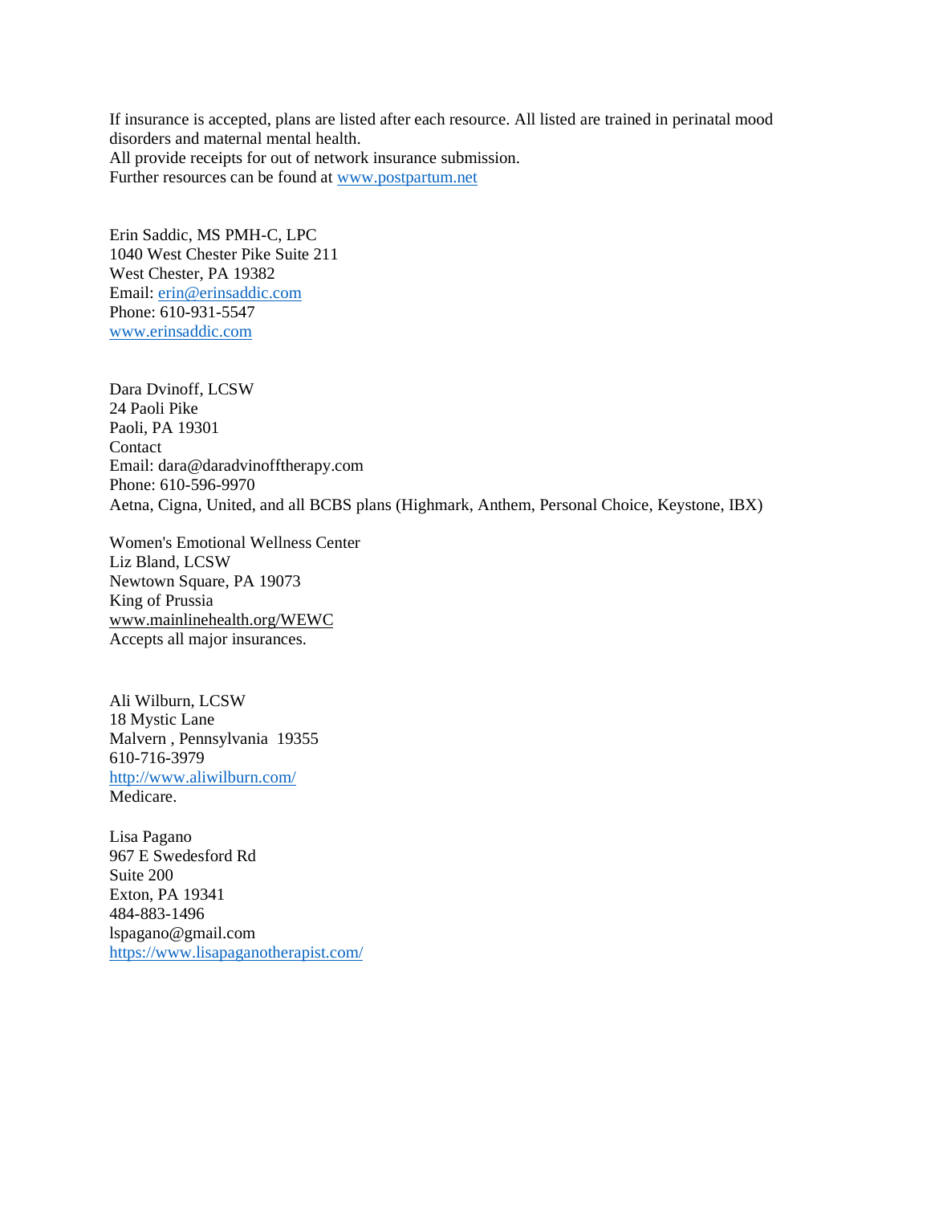If insurance is accepted, plans are listed after each resource. All listed are trained in perinatal mood disorders and maternal mental health.
All provide receipts for out of network insurance submission.
Further resources can be found at www.postpartum.net

Erin Saddic, MS PMH-C, LPC
1040 West Chester Pike Suite 211
West Chester, PA 19382
Email: erin@erinsaddic.com
Phone: 610-931-5547
www.erinsaddic.com

Dara Dvinoff, LCSW
24 Paoli Pike
Paoli, PA 19301
Contact
Email: dara@daradvinofftherapy.com
Phone: 610-596-9970
Aetna, Cigna, United, and all BCBS plans (Highmark, Anthem, Personal Choice, Keystone, IBX)

Women's Emotional Wellness Center
Liz Bland, LCSW
Newtown Square, PA 19073
King of Prussia
www.mainlinehealth.org/WEWC
Accepts all major insurances.

Ali Wilburn, LCSW
18 Mystic Lane
Malvern , Pennsylvania 19355
610-716-3979
http://www.aliwilburn.com/
Medicare.

Lisa Pagano
967 E Swedesford Rd
Suite 200
Exton, PA 19341
484-883-1496
lspagano@gmail.com
https://www.lisapaganotherapist.com/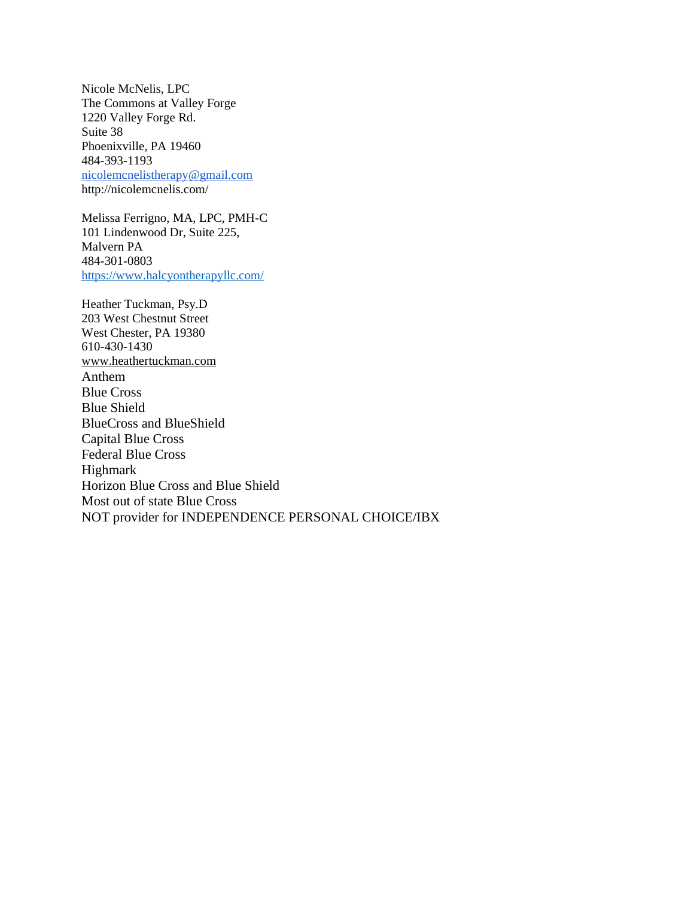Nicole McNelis, LPC
The Commons at Valley Forge
1220 Valley Forge Rd.
Suite 38
Phoenixville, PA 19460
484-393-1193
nicolemcnelistherapy@gmail.com
http://nicolemcnelis.com/

Melissa Ferrigno, MA, LPC, PMH-C
101 Lindenwood Dr, Suite 225,
Malvern PA
484-301-0803
https://www.halcyontherapyllc.com/

Heather Tuckman, Psy.D
203 West Chestnut Street
West Chester, PA 19380
610-430-1430
www.heathertuckman.com
Anthem
Blue Cross
Blue Shield
BlueCross and BlueShield
Capital Blue Cross
Federal Blue Cross
Highmark
Horizon Blue Cross and Blue Shield
Most out of state Blue Cross
NOT provider for INDEPENDENCE PERSONAL CHOICE/IBX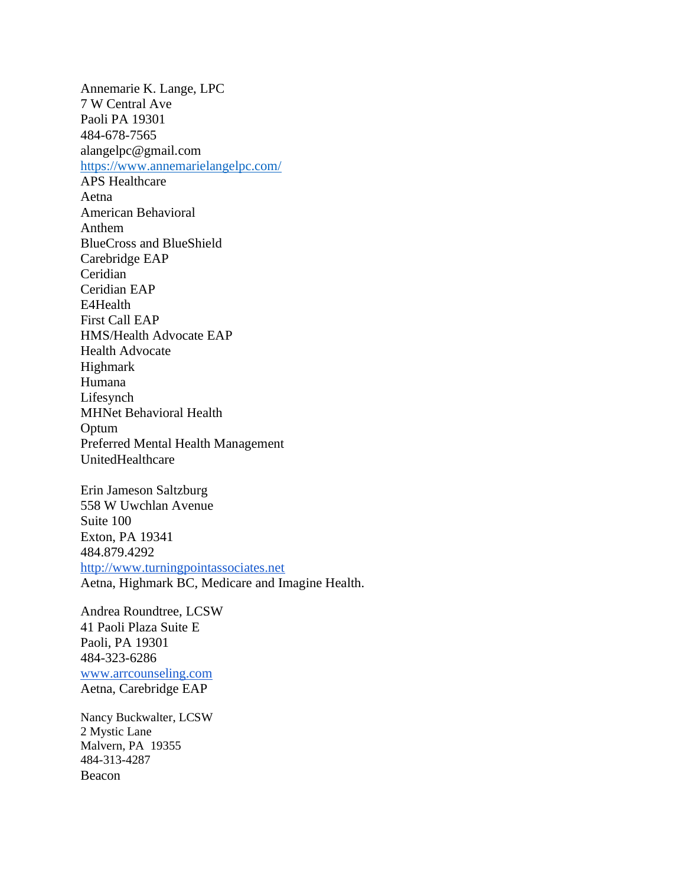Annemarie K. Lange, LPC
7 W Central Ave
Paoli PA 19301
484-678-7565
alangelpc@gmail.com
https://www.annemarielangelpc.com/
APS Healthcare
Aetna
American Behavioral
Anthem
BlueCross and BlueShield
Carebridge EAP
Ceridian
Ceridian EAP
E4Health
First Call EAP
HMS/Health Advocate EAP
Health Advocate
Highmark
Humana
Lifesynch
MHNet Behavioral Health
Optum
Preferred Mental Health Management
UnitedHealthcare

Erin Jameson Saltzburg
558 W Uwchlan Avenue
Suite 100
Exton, PA 19341
484.879.4292
http://www.turningpointassociates.net
Aetna, Highmark BC, Medicare and Imagine Health.

Andrea Roundtree, LCSW
41 Paoli Plaza Suite E
Paoli, PA 19301
484-323-6286
www.arrcounseling.com
Aetna, Carebridge EAP

Nancy Buckwalter, LCSW
2 Mystic Lane
Malvern, PA 19355
484-313-4287
Beacon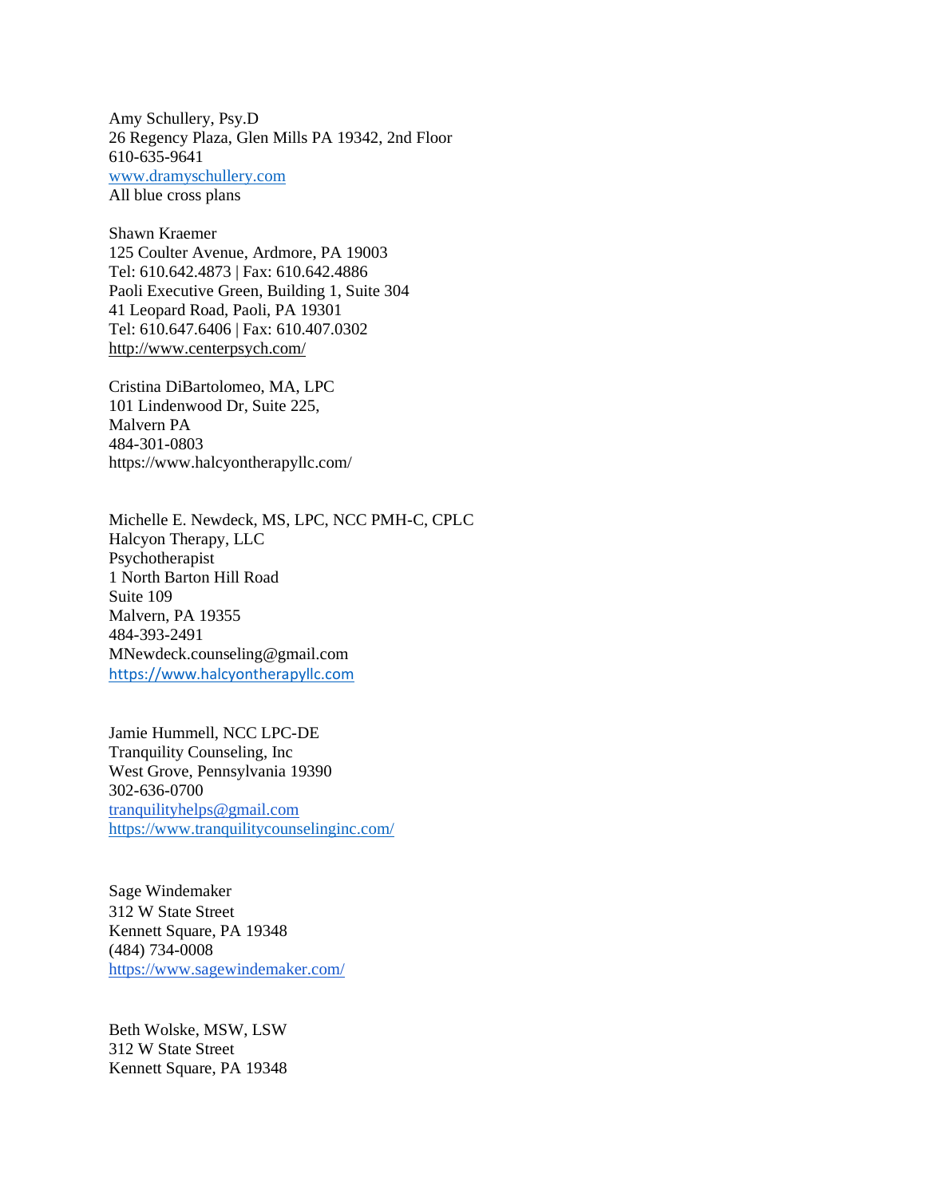Amy Schullery, Psy.D
26 Regency Plaza, Glen Mills PA 19342, 2nd Floor
610-635-9641
www.dramyschullery.com
All blue cross plans

Shawn Kraemer
125 Coulter Avenue, Ardmore, PA 19003
Tel: 610.642.4873 | Fax: 610.642.4886
Paoli Executive Green, Building 1, Suite 304
41 Leopard Road, Paoli, PA 19301
Tel: 610.647.6406 | Fax: 610.407.0302
http://www.centerpsych.com/

Cristina DiBartolomeo, MA, LPC
101 Lindenwood Dr, Suite 225,
Malvern PA
484-301-0803
https://www.halcyontherapyllc.com/

Michelle E. Newdeck, MS, LPC, NCC PMH-C, CPLC
Halcyon Therapy, LLC
Psychotherapist
1 North Barton Hill Road
Suite 109
Malvern, PA 19355
484-393-2491
MNewdeck.counseling@gmail.com
https://www.halcyontherapyllc.com

Jamie Hummell, NCC LPC-DE
Tranquility Counseling, Inc
West Grove, Pennsylvania 19390
302-636-0700
tranquilityhelps@gmail.com
https://www.tranquilitycounselinginc.com/

Sage Windemaker
312 W State Street
Kennett Square, PA 19348
(484) 734-0008
https://www.sagewindemaker.com/

Beth Wolske, MSW, LSW
312 W State Street
Kennett Square, PA 19348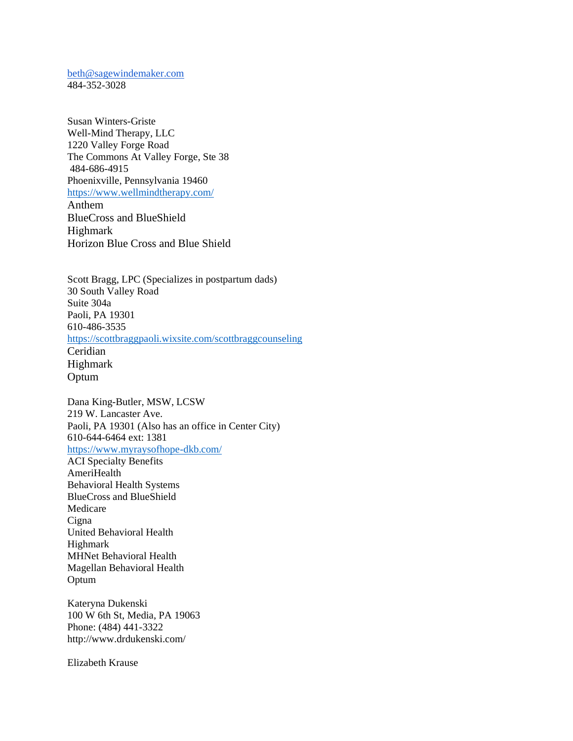[beth@sagewindemaker.com](mailto:beth@sagewindemaker.com)
484-352-3028

Susan Winters-Griste
Well-Mind Therapy, LLC
1220 Valley Forge Road
The Commons At Valley Forge, Ste 38
484-686-4915
Phoenixville, Pennsylvania 19460
[https://www.wellmindtherapy.com/](https://www.wellmindtherapy.com/)
Anthem
BlueCross and BlueShield
Highmark
Horizon Blue Cross and Blue Shield

Scott Bragg, LPC (Specializes in postpartum dads)
30 South Valley Road
Suite 304a
Paoli, PA 19301
610-486-3535
[https://scottbraggpaoli.wixsite.com/scottbraggcounseling](https://scottbraggpaoli.wixsite.com/scottbraggcounseling)
Ceridian
Highmark
Optum

Dana King-Butler, MSW, LCSW
219 W. Lancaster Ave.
Paoli, PA 19301 (Also has an office in Center City)
610-644-6464 ext: 1381
[https://www.myraysofhope-dkb.com/](https://www.myraysofhope-dkb.com/)
ACI Specialty Benefits
AmeriHealth
Behavioral Health Systems
BlueCross and BlueShield
Medicare
Cigna
United Behavioral Health
Highmark
MHNet Behavioral Health
Magellan Behavioral Health
Optum

Kateryna Dukenski
100 W 6th St, Media, PA 19063
Phone: (484) 441-3322
http://www.drdukenski.com/

Elizabeth Krause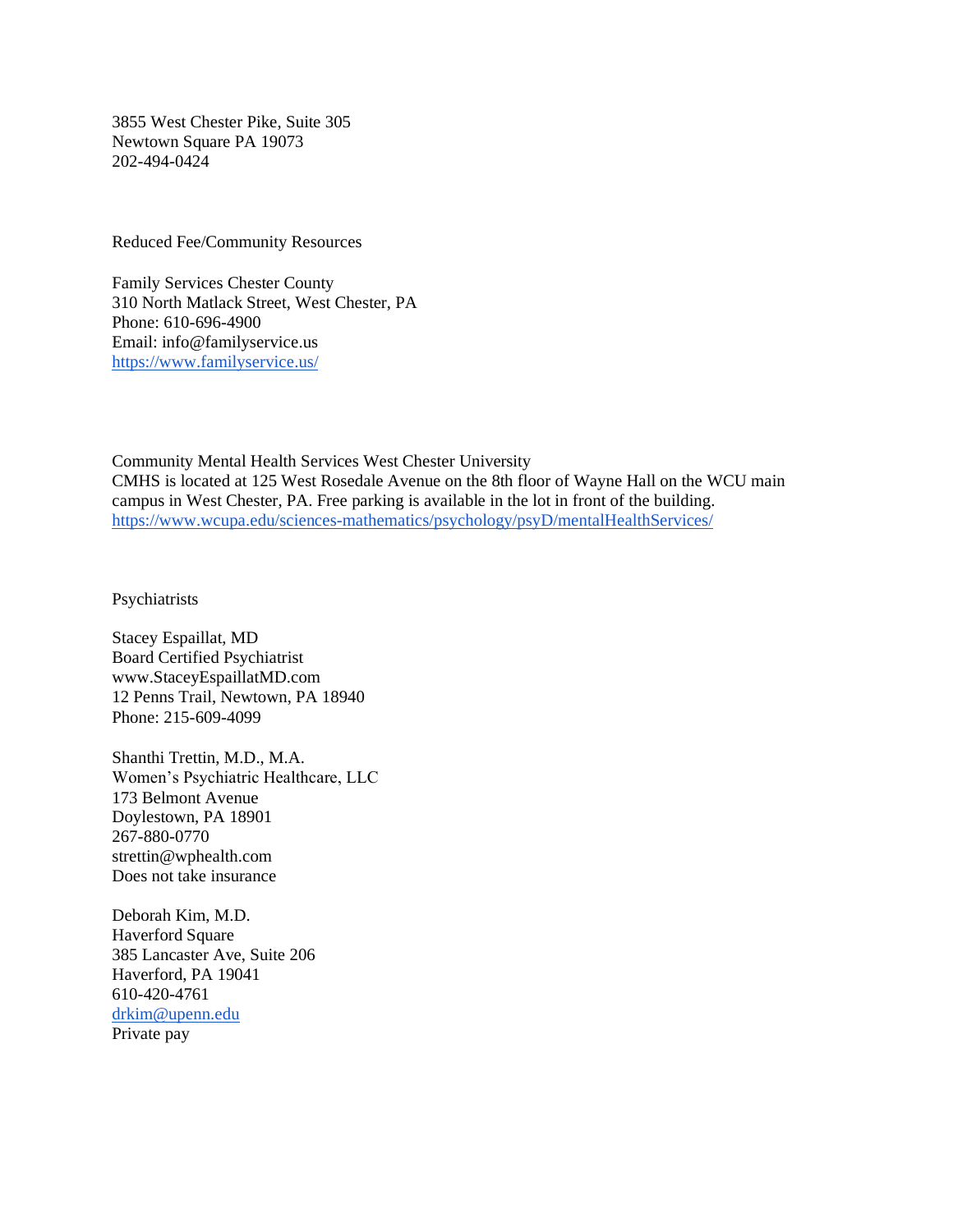3855 West Chester Pike, Suite 305
Newtown Square PA 19073
202-494-0424

Reduced Fee/Community Resources

Family Services Chester County
310 North Matlack Street, West Chester, PA
Phone: 610-696-4900
Email: info@familyservice.us
https://www.familyservice.us/

Community Mental Health Services West Chester University
CMHS is located at 125 West Rosedale Avenue on the 8th floor of Wayne Hall on the WCU main campus in West Chester, PA. Free parking is available in the lot in front of the building.
https://www.wcupa.edu/sciences-mathematics/psychology/psyD/mentalHealthServices/

Psychiatrists

Stacey Espaillat, MD
Board Certified Psychiatrist
www.StaceyEspaillatMD.com
12 Penns Trail, Newtown, PA 18940
Phone: 215-609-4099

Shanthi Trettin, M.D., M.A.
Women's Psychiatric Healthcare, LLC
173 Belmont Avenue
Doylestown, PA 18901
267-880-0770
strettin@wphealth.com
Does not take insurance

Deborah Kim, M.D.
Haverford Square
385 Lancaster Ave, Suite 206
Haverford, PA 19041
610-420-4761
drkim@upenn.edu
Private pay